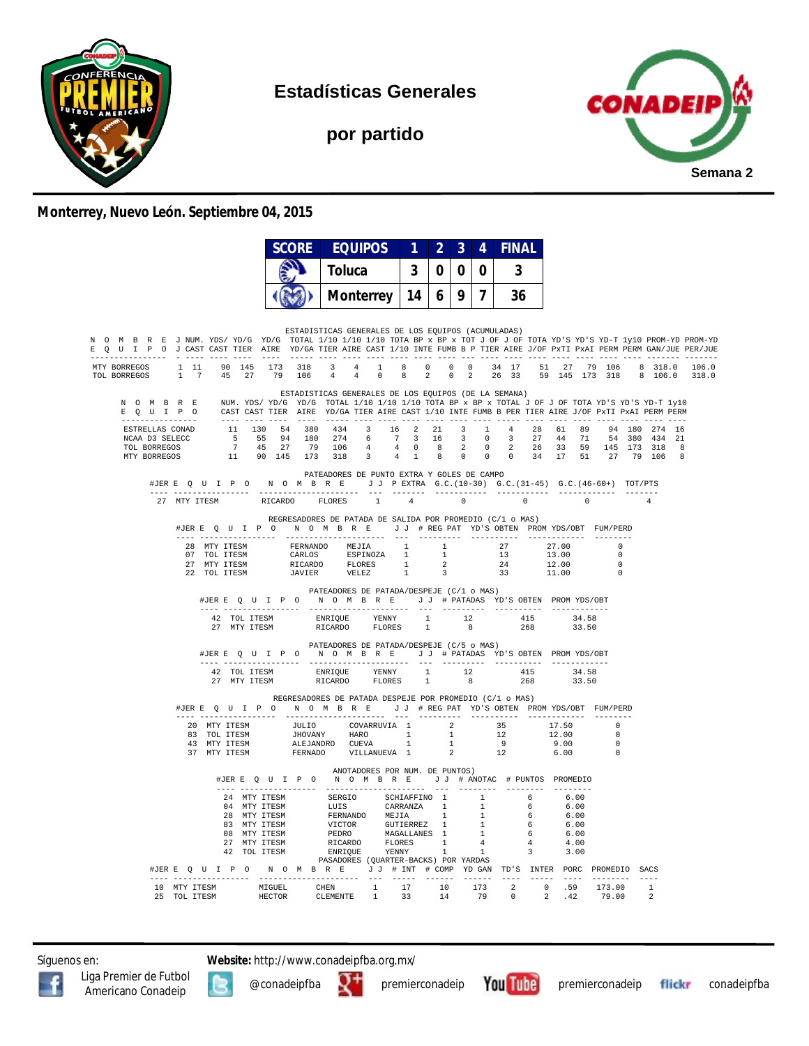# Estadísticas Generales

## por partido

Semana 2

**Monterrey, Nuevo León. Septiembre 04, 2015**

| SCORE | EQUIPOS | 1 | 2 | 3 | 4 | FINAL |
|---|---|---|---|---|---|---|
| | Toluca | 3 | 0 | 0 | 0 | 3 |
| | Monterrey | 14 | 6 | 9 | 7 | 36 |

### ESTADISTICAS GENERALES DE LOS EQUIPOS (ACUMULADAS)

| NOMBRE EQUIPO | J J | NUM. CAST | YDS/ CAST | YD/G TIER | YD/G AIRE | TOTAL YD/GA | 1/10 TIER | 1/10 AIRE | 1/10 CAST | TOTA 1/10 | BP x INTE | BP x FUMB | TOT B P | J OF TIER | J OF AIRE | TOTA J/OF | YD'S PxTI | YD'S PxAI | YD-T PERM | 1y10 PERM | PROM-YD GAN/JUE | PROM-YD PER/JUE |
|---|---|---|---|---|---|---|---|---|---|---|---|---|---|---|---|---|---|---|---|---|---|---|
| MTY BORREGOS | 1 | 11 | 90 | 145 | 173 | 318 | 3 | 4 | 1 | 8 | 0 | 0 | 0 | 34 | 17 | 51 | 27 | 79 | 106 | 8 | 318.0 | 106.0 |
| TOL BORREGOS | 1 | 7 | 45 | 27 | 79 | 106 | 4 | 4 | 0 | 8 | 2 | 0 | 2 | 26 | 33 | 59 | 145 | 173 | 318 | 8 | 106.0 | 318.0 |

### ESTADISTICAS GENERALES DE LOS EQUIPOS (DE LA SEMANA)

| NOMBRE EQUIPO | NUM. CAST | YDS/ CAST | YD/G TIER | YD/G AIRE | TOTAL YD/GA | 1/10 TIER | 1/10 AIRE | 1/10 CAST | TOTA 1/10 | BP x INTE | BP x FUMB | TOTAL B PER | J OF TIER | J OF AIRE | TOTA J/OF | YD'S PxTI | YD'S PxAI | YD-T PERM | 1y10 PERM |
|---|---|---|---|---|---|---|---|---|---|---|---|---|---|---|---|---|---|---|---|
| ESTRELLAS CONAD | 11 | 130 | 54 | 380 | 434 | 3 | 16 | 2 | 21 | 3 | 1 | 4 | 28 | 61 | 89 | 94 | 180 | 274 | 16 |
| NCAA D3 SELECC | 5 | 55 | 94 | 180 | 274 | 6 | 7 | 3 | 16 | 3 | 0 | 3 | 27 | 44 | 71 | 54 | 380 | 434 | 21 |
| TOL BORREGOS | 7 | 45 | 27 | 79 | 106 | 4 | 4 | 0 | 8 | 2 | 0 | 2 | 26 | 33 | 59 | 145 | 173 | 318 | 8 |
| MTY BORREGOS | 11 | 90 | 145 | 173 | 318 | 3 | 4 | 1 | 8 | 0 | 0 | 0 | 34 | 17 | 51 | 27 | 79 | 106 | 8 |

### PATEADORES DE PUNTO EXTRA Y GOLES DE CAMPO

| #JER | EQUIPO | NOMBRE | | J J | P EXTRA | G.C.(10-30) | G.C.(31-45) | G.C.(46-60+) | TOT/PTS |
|---|---|---|---|---|---|---|---|---|---|
| 27 | MTY ITESM | RICARDO | FLORES | 1 | 4 | 0 | 0 | 0 | 4 |

### REGRESADORES DE PATADA DE SALIDA POR PROMEDIO (C/1 o MAS)

| #JER | EQUIPO | NOMBRE | | J J | # REG PAT | YD'S OBTEN | PROM YDS/OBT | FUM/PERD |
|---|---|---|---|---|---|---|---|---|
| 28 | MTY ITESM | FERNANDO | MEJIA | 1 | 1 | 27 | 27.00 | 0 |
| 07 | TOL ITESM | CARLOS | ESPINOZA | 1 | 1 | 13 | 13.00 | 0 |
| 27 | MTY ITESM | RICARDO | FLORES | 1 | 2 | 24 | 12.00 | 0 |
| 22 | TOL ITESM | JAVIER | VELEZ | 1 | 3 | 33 | 11.00 | 0 |

### PATEADORES DE PATADA/DESPEJE (C/1 o MAS)

| #JER | EQUIPO | NOMBRE | | J J | # PATADAS | YD'S OBTEN | PROM YDS/OBT |
|---|---|---|---|---|---|---|---|
| 42 | TOL ITESM | ENRIQUE | YENNY | 1 | 12 | 415 | 34.58 |
| 27 | MTY ITESM | RICARDO | FLORES | 1 | 8 | 268 | 33.50 |

### PATEADORES DE PATADA/DESPEJE (C/5 o MAS)

| #JER | EQUIPO | NOMBRE | | J J | # PATADAS | YD'S OBTEN | PROM YDS/OBT |
|---|---|---|---|---|---|---|---|
| 42 | TOL ITESM | ENRIQUE | YENNY | 1 | 12 | 415 | 34.58 |
| 27 | MTY ITESM | RICARDO | FLORES | 1 | 8 | 268 | 33.50 |

### REGRESADORES DE PATADA DESPEJE POR PROMEDIO (C/1 o MAS)

| #JER | EQUIPO | NOMBRE | | J J | # REG PAT | YD'S OBTEN | PROM YDS/OBT | FUM/PERD |
|---|---|---|---|---|---|---|---|---|
| 20 | MTY ITESM | JULIO | COVARRUVIA | 1 | 2 | 35 | 17.50 | 0 |
| 83 | TOL ITESM | JHOVANY | HARO | 1 | 1 | 12 | 12.00 | 0 |
| 43 | MTY ITESM | ALEJANDRO | CUEVA | 1 | 1 | 9 | 9.00 | 0 |
| 37 | MTY ITESM | FERNADO | VILLANUEVA | 1 | 2 | 12 | 6.00 | 0 |

### ANOTADORES POR NUM. DE PUNTOS)

| #JER | EQUIPO | NOMBRE | | J J | # ANOTAC | # PUNTOS | PROMEDIO |
|---|---|---|---|---|---|---|---|
| 24 | MTY ITESM | SERGIO | SCHIAFFINO | 1 | 1 | 6 | 6.00 |
| 04 | MTY ITESM | LUIS | CARRANZA | 1 | 1 | 6 | 6.00 |
| 28 | MTY ITESM | FERNANDO | MEJIA | 1 | 1 | 6 | 6.00 |
| 83 | MTY ITESM | VICTOR | GUTIERREZ | 1 | 1 | 6 | 6.00 |
| 08 | MTY ITESM | PEDRO | MAGALLANES | 1 | 1 | 6 | 6.00 |
| 27 | MTY ITESM | RICARDO | FLORES | 1 | 4 | 4 | 4.00 |
| 42 | TOL ITESM | ENRIQUE | YENNY | 1 | 1 | 3 | 3.00 |

### PASADORES (QUARTER-BACKS) POR YARDAS

| #JER | EQUIPO | NOMBRE | | J J | # INT | # COMP | YD GAN | TD'S | INTER | PORC | PROMEDIO | SACS |
|---|---|---|---|---|---|---|---|---|---|---|---|---|
| 10 | MTY ITESM | MIGUEL | CHEN | 1 | 17 | 10 | 173 | 2 | 0 | .59 | 173.00 | 1 |
| 25 | TOL ITESM | HECTOR | CLEMENTE | 1 | 33 | 14 | 79 | 0 | 2 | .42 | 79.00 | 2 |

Síguenos en: Liga Premier de Futbol Americano Conadeip | @conadeipfba | premierconadeip | premierconadeip | conadeipfba

**Website:** http://www.conadeipfba.org.mx/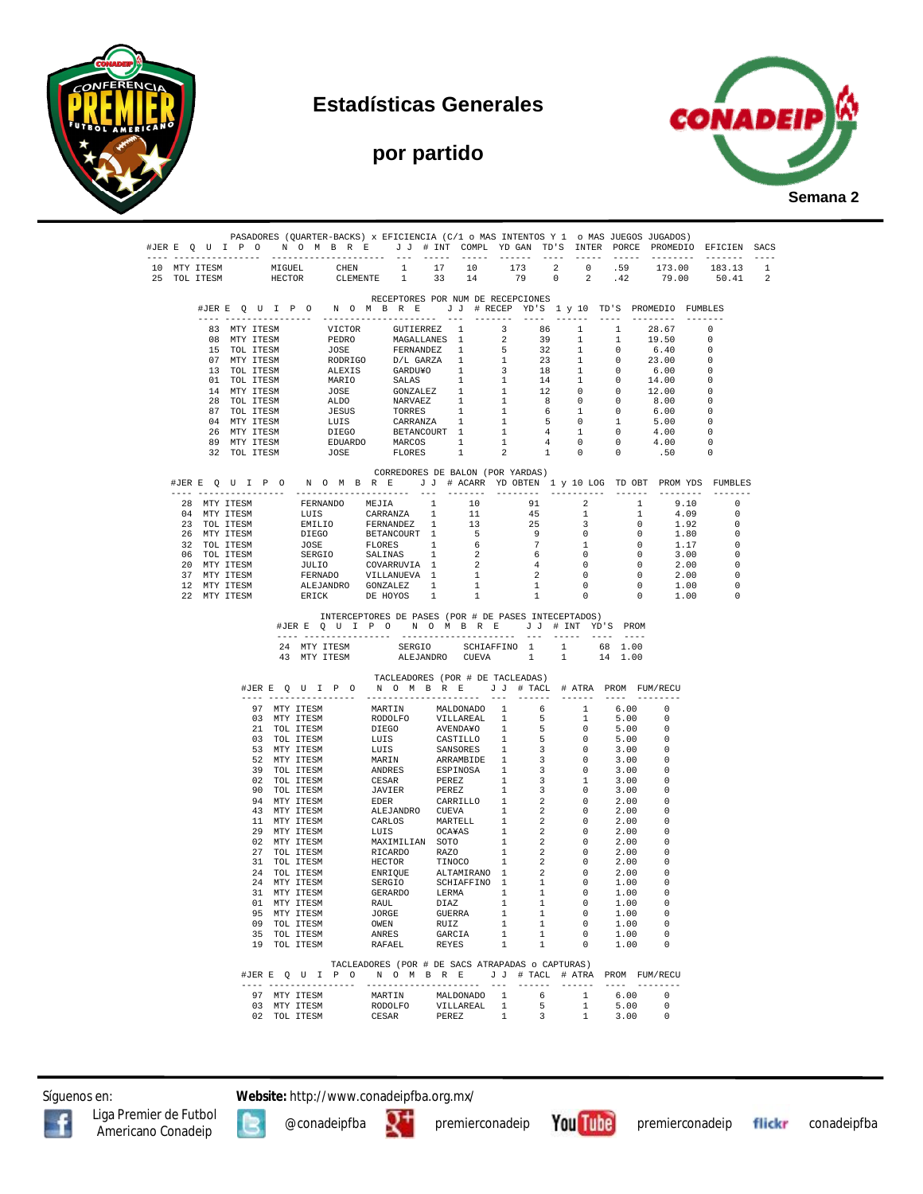# Estadísticas Generales

## por partido

Semana 2

### PASADORES (QUARTER-BACKS) x EFICIENCIA (C/1 o MAS INTENTOS Y 1 o MAS JUEGOS JUGADOS)

| #JER | EQUIPO | NOMBRE | | JJ | # INT | COMPL | YD GAN | TD'S | INTER | PORCE | PROMEDIO | EFICIEN | SACS |
|---|---|---|---|---|---|---|---|---|---|---|---|---|---|
| 10 | MTY ITESM | MIGUEL | CHEN | 1 | 17 | 10 | 173 | 2 | 0 | .59 | 173.00 | 183.13 | 1 |
| 25 | TOL ITESM | HECTOR | CLEMENTE | 1 | 33 | 14 | 79 | 0 | 2 | .42 | 79.00 | 50.41 | 2 |

### RECEPTORES POR NUM DE RECEPCIONES

| #JER | EQUIPO | NOMBRE | | JJ | # RECEP | YD'S | 1 y 10 | TD'S | PROMEDIO | FUMBLES |
|---|---|---|---|---|---|---|---|---|---|---|
| 83 | MTY ITESM | VICTOR | GUTIERREZ | 1 | 3 | 86 | 1 | 1 | 28.67 | 0 |
| 08 | MTY ITESM | PEDRO | MAGALLANES | 1 | 2 | 39 | 1 | 1 | 19.50 | 0 |
| 15 | TOL ITESM | JOSE | FERNANDEZ | 1 | 5 | 32 | 1 | 0 | 6.40 | 0 |
| 07 | MTY ITESM | RODRIGO | D/L GARZA | 1 | 1 | 23 | 1 | 0 | 23.00 | 0 |
| 13 | TOL ITESM | ALEXIS | GARDU¥O | 1 | 3 | 18 | 1 | 0 | 6.00 | 0 |
| 01 | TOL ITESM | MARIO | SALAS | 1 | 1 | 14 | 1 | 0 | 14.00 | 0 |
| 14 | MTY ITESM | JOSE | GONZALEZ | 1 | 1 | 12 | 0 | 0 | 12.00 | 0 |
| 28 | TOL ITESM | ALDO | NARVAEZ | 1 | 1 | 8 | 0 | 0 | 8.00 | 0 |
| 87 | TOL ITESM | JESUS | TORRES | 1 | 1 | 6 | 1 | 0 | 6.00 | 0 |
| 04 | MTY ITESM | LUIS | CARRANZA | 1 | 1 | 5 | 0 | 1 | 5.00 | 0 |
| 26 | MTY ITESM | DIEGO | BETANCOURT | 1 | 1 | 4 | 1 | 0 | 4.00 | 0 |
| 89 | MTY ITESM | EDUARDO | MARCOS | 1 | 1 | 4 | 0 | 0 | 4.00 | 0 |
| 32 | TOL ITESM | JOSE | FLORES | 1 | 2 | 1 | 0 | 0 | .50 | 0 |

### CORREDORES DE BALON (POR YARDAS)

| #JER | EQUIPO | NOMBRE | | JJ | # ACARR | YD OBTEN | 1 y 10 LOG | TD OBT | PROM YDS | FUMBLES |
|---|---|---|---|---|---|---|---|---|---|---|
| 28 | MTY ITESM | FERNANDO | MEJIA | 1 | 10 | 91 | 2 | 1 | 9.10 | 0 |
| 04 | MTY ITESM | LUIS | CARRANZA | 1 | 11 | 45 | 1 | 1 | 4.09 | 0 |
| 23 | TOL ITESM | EMILIO | FERNANDEZ | 1 | 13 | 25 | 3 | 0 | 1.92 | 0 |
| 26 | MTY ITESM | DIEGO | BETANCOURT | 1 | 5 | 9 | 0 | 0 | 1.80 | 0 |
| 32 | TOL ITESM | JOSE | FLORES | 1 | 6 | 7 | 1 | 0 | 1.17 | 0 |
| 06 | TOL ITESM | SERGIO | SALINAS | 1 | 2 | 6 | 0 | 0 | 3.00 | 0 |
| 20 | MTY ITESM | JULIO | COVARRUVIA | 1 | 2 | 4 | 0 | 0 | 2.00 | 0 |
| 37 | MTY ITESM | FERNADO | VILLANUEVA | 1 | 1 | 2 | 0 | 0 | 2.00 | 0 |
| 12 | MTY ITESM | ALEJANDRO | GONZALEZ | 1 | 1 | 1 | 0 | 0 | 1.00 | 0 |
| 22 | MTY ITESM | ERICK | DE HOYOS | 1 | 1 | 1 | 0 | 0 | 1.00 | 0 |

### INTERCEPTORES DE PASES (POR # DE PASES INTECEPTADOS)

| #JER | EQUIPO | NOMBRE | | JJ | # INT | YD'S | PROM |
|---|---|---|---|---|---|---|---|
| 24 | MTY ITESM | SERGIO | SCHIAFFINO | 1 | 1 | 68 | 1.00 |
| 43 | MTY ITESM | ALEJANDRO | CUEVA | 1 | 1 | 14 | 1.00 |

### TACLEADORES (POR # DE TACLEADAS)

| #JER | EQUIPO | NOMBRE | | JJ | # TACL | # ATRA | PROM | FUM/RECU |
|---|---|---|---|---|---|---|---|---|
| 97 | MTY ITESM | MARTIN | MALDONADO | 1 | 6 | 1 | 6.00 | 0 |
| 03 | MTY ITESM | RODOLFO | VILLAREAL | 1 | 5 | 1 | 5.00 | 0 |
| 21 | TOL ITESM | DIEGO | AVENDA¥O | 1 | 5 | 0 | 5.00 | 0 |
| 03 | TOL ITESM | LUIS | CASTILLO | 1 | 5 | 0 | 5.00 | 0 |
| 53 | MTY ITESM | LUIS | SANSORES | 1 | 3 | 0 | 3.00 | 0 |
| 52 | MTY ITESM | MARIN | ARRAMBIDE | 1 | 3 | 0 | 3.00 | 0 |
| 39 | TOL ITESM | ANDRES | ESPINOSA | 1 | 3 | 0 | 3.00 | 0 |
| 02 | TOL ITESM | CESAR | PEREZ | 1 | 3 | 1 | 3.00 | 0 |
| 90 | TOL ITESM | JAVIER | PEREZ | 1 | 3 | 0 | 3.00 | 0 |
| 94 | MTY ITESM | EDER | CARRILLO | 1 | 2 | 0 | 2.00 | 0 |
| 43 | MTY ITESM | ALEJANDRO | CUEVA | 1 | 2 | 0 | 2.00 | 0 |
| 11 | MTY ITESM | CARLOS | MARTELL | 1 | 2 | 0 | 2.00 | 0 |
| 29 | MTY ITESM | LUIS | OCA¥AS | 1 | 2 | 0 | 2.00 | 0 |
| 02 | MTY ITESM | MAXIMILIAN | SOTO | 1 | 2 | 0 | 2.00 | 0 |
| 27 | TOL ITESM | RICARDO | RAZO | 1 | 2 | 0 | 2.00 | 0 |
| 31 | TOL ITESM | HECTOR | TINOCO | 1 | 2 | 0 | 2.00 | 0 |
| 24 | TOL ITESM | ENRIQUE | ALTAMIRANO | 1 | 2 | 0 | 2.00 | 0 |
| 24 | MTY ITESM | SERGIO | SCHIAFFINO | 1 | 1 | 0 | 1.00 | 0 |
| 31 | MTY ITESM | GERARDO | LERMA | 1 | 1 | 0 | 1.00 | 0 |
| 01 | MTY ITESM | RAUL | DIAZ | 1 | 1 | 0 | 1.00 | 0 |
| 95 | MTY ITESM | JORGE | GUERRA | 1 | 1 | 0 | 1.00 | 0 |
| 09 | TOL ITESM | OWEN | RUIZ | 1 | 1 | 0 | 1.00 | 0 |
| 35 | TOL ITESM | ANRES | GARCIA | 1 | 1 | 0 | 1.00 | 0 |
| 19 | TOL ITESM | RAFAEL | REYES | 1 | 1 | 0 | 1.00 | 0 |

### TACLEADORES (POR # DE SACS ATRAPADAS o CAPTURAS)

| #JER | EQUIPO | NOMBRE | | JJ | # TACL | # ATRA | PROM | FUM/RECU |
|---|---|---|---|---|---|---|---|---|
| 97 | MTY ITESM | MARTIN | MALDONADO | 1 | 6 | 1 | 6.00 | 0 |
| 03 | MTY ITESM | RODOLFO | VILLAREAL | 1 | 5 | 1 | 5.00 | 0 |
| 02 | TOL ITESM | CESAR | PEREZ | 1 | 3 | 1 | 3.00 | 0 |

Síguenos en: **Website:** http://www.conadeipfba.org.mx/

Liga Premier de Futbol Americano Conadeip | @conadeipfba | premierconadeip | premierconadeip | conadeipfba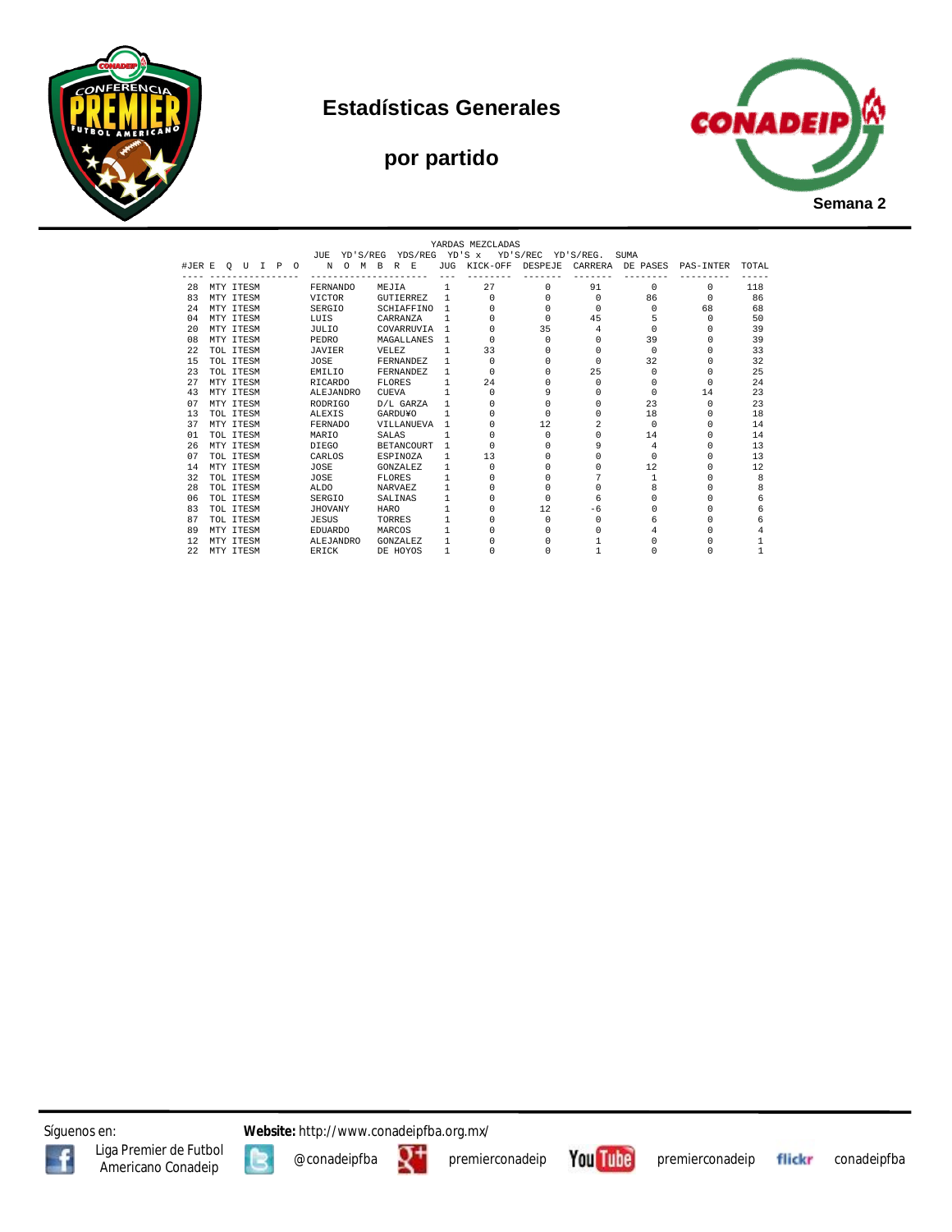# Estadísticas Generales

## por partido

Semana 2

YARDAS MEZCLADAS

| #JER | E Q U I P O | N O M B R E | | JUE JUG | YD'S/REG YD'S x KICK-OFF | YDS/REG DESPEJE | YD'S/REC CARRERA | YD'S/REG. SUMA DE PASES | PAS-INTER | TOTAL |
|---|---|---|---|---|---|---|---|---|---|---|
| 28 | MTY ITESM | FERNANDO | MEJIA | 1 | 27 | 0 | 91 | 0 | 0 | 118 |
| 83 | MTY ITESM | VICTOR | GUTIERREZ | 1 | 0 | 0 | 0 | 86 | 0 | 86 |
| 24 | MTY ITESM | SERGIO | SCHIAFFINO | 1 | 0 | 0 | 0 | 0 | 68 | 68 |
| 04 | MTY ITESM | LUIS | CARRANZA | 1 | 0 | 0 | 45 | 5 | 0 | 50 |
| 20 | MTY ITESM | JULIO | COVARRUVIA | 1 | 0 | 35 | 4 | 0 | 0 | 39 |
| 08 | MTY ITESM | PEDRO | MAGALLANES | 1 | 0 | 0 | 0 | 39 | 0 | 39 |
| 22 | TOL ITESM | JAVIER | VELEZ | 1 | 33 | 0 | 0 | 0 | 0 | 33 |
| 15 | TOL ITESM | JOSE | FERNANDEZ | 1 | 0 | 0 | 0 | 32 | 0 | 32 |
| 23 | TOL ITESM | EMILIO | FERNANDEZ | 1 | 0 | 0 | 25 | 0 | 0 | 25 |
| 27 | MTY ITESM | RICARDO | FLORES | 1 | 24 | 0 | 0 | 0 | 0 | 24 |
| 43 | MTY ITESM | ALEJANDRO | CUEVA | 1 | 0 | 9 | 0 | 0 | 14 | 23 |
| 07 | MTY ITESM | RODRIGO | D/L GARZA | 1 | 0 | 0 | 0 | 23 | 0 | 23 |
| 13 | TOL ITESM | ALEXIS | GARDU¥O | 1 | 0 | 0 | 0 | 18 | 0 | 18 |
| 37 | MTY ITESM | FERNADO | VILLANUEVA | 1 | 0 | 12 | 2 | 0 | 0 | 14 |
| 01 | TOL ITESM | MARIO | SALAS | 1 | 0 | 0 | 0 | 14 | 0 | 14 |
| 26 | MTY ITESM | DIEGO | BETANCOURT | 1 | 0 | 0 | 9 | 4 | 0 | 13 |
| 07 | TOL ITESM | CARLOS | ESPINOZA | 1 | 13 | 0 | 0 | 0 | 0 | 13 |
| 14 | MTY ITESM | JOSE | GONZALEZ | 1 | 0 | 0 | 0 | 12 | 0 | 12 |
| 32 | TOL ITESM | JOSE | FLORES | 1 | 0 | 0 | 7 | 1 | 0 | 8 |
| 28 | TOL ITESM | ALDO | NARVAEZ | 1 | 0 | 0 | 0 | 8 | 0 | 8 |
| 06 | TOL ITESM | SERGIO | SALINAS | 1 | 0 | 0 | 6 | 0 | 0 | 6 |
| 83 | TOL ITESM | JHOVANY | HARO | 1 | 0 | 12 | -6 | 0 | 0 | 6 |
| 87 | TOL ITESM | JESUS | TORRES | 1 | 0 | 0 | 0 | 6 | 0 | 6 |
| 89 | MTY ITESM | EDUARDO | MARCOS | 1 | 0 | 0 | 0 | 4 | 0 | 4 |
| 12 | MTY ITESM | ALEJANDRO | GONZALEZ | 1 | 0 | 0 | 1 | 0 | 0 | 1 |
| 22 | MTY ITESM | ERICK | DE HOYOS | 1 | 0 | 0 | 1 | 0 | 0 | 1 |

Síguenos en: Liga Premier de Futbol Americano Conadeip

**Website:** http://www.conadeipfba.org.mx/

@conadeipfba premierconadeip premierconadeip conadeipfba